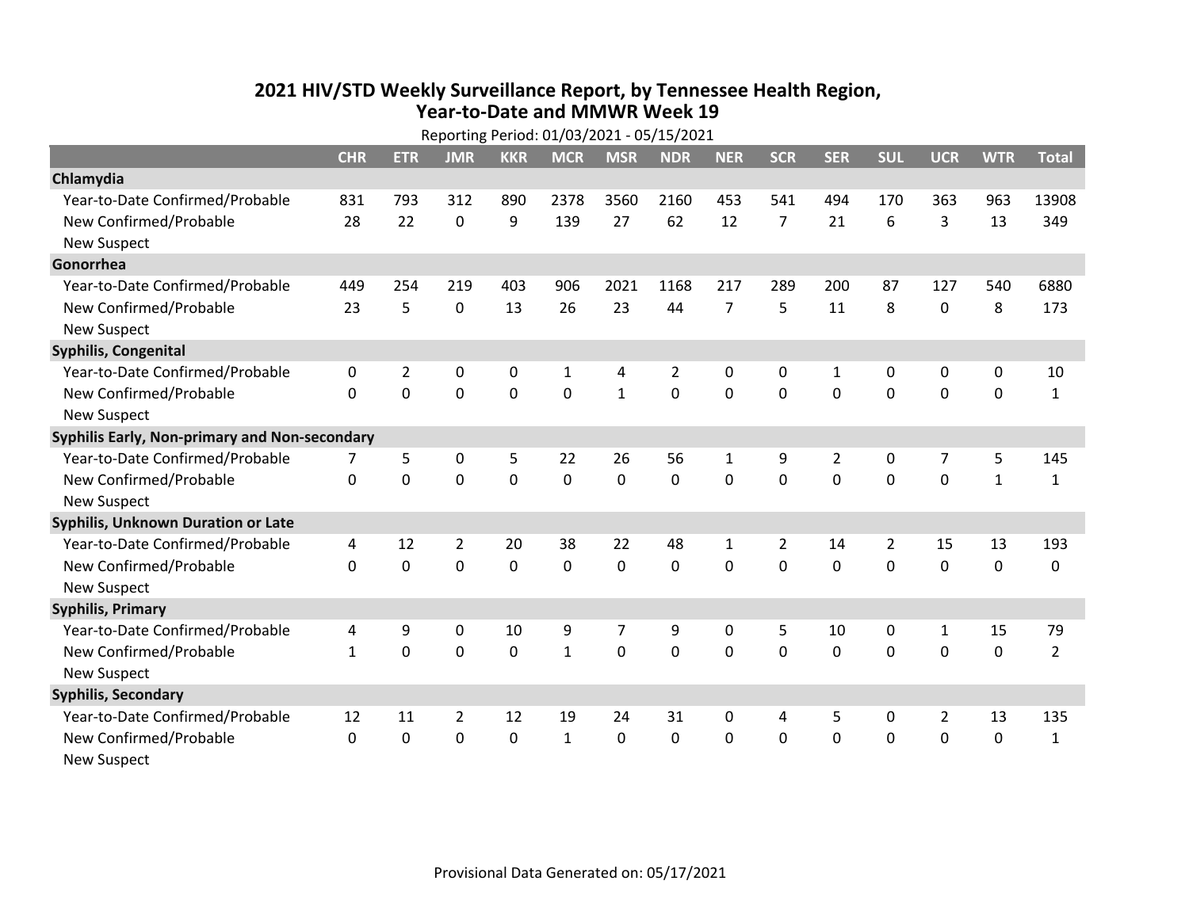# 2021 HIV/STD Weekly Surveillance Report, by Tennessee Health Region, Year-to-Date and MMWR Week 19

Reporting Period: 01/03/2021 - 05/15/2021

| | CHR | ETR | JMR | KKR | MCR | MSR | NDR | NER | SCR | SER | SUL | UCR | WTR | Total |
|---|---|---|---|---|---|---|---|---|---|---|---|---|---|---|
| **Chlamydia** | | | | | | | | | | | | | | |
| Year-to-Date Confirmed/Probable | 831 | 793 | 312 | 890 | 2378 | 3560 | 2160 | 453 | 541 | 494 | 170 | 363 | 963 | 13908 |
| New Confirmed/Probable | 28 | 22 | 0 | 9 | 139 | 27 | 62 | 12 | 7 | 21 | 6 | 3 | 13 | 349 |
| New Suspect | | | | | | | | | | | | | | |
| **Gonorrhea** | | | | | | | | | | | | | | |
| Year-to-Date Confirmed/Probable | 449 | 254 | 219 | 403 | 906 | 2021 | 1168 | 217 | 289 | 200 | 87 | 127 | 540 | 6880 |
| New Confirmed/Probable | 23 | 5 | 0 | 13 | 26 | 23 | 44 | 7 | 5 | 11 | 8 | 0 | 8 | 173 |
| New Suspect | | | | | | | | | | | | | | |
| **Syphilis, Congenital** | | | | | | | | | | | | | | |
| Year-to-Date Confirmed/Probable | 0 | 2 | 0 | 0 | 1 | 4 | 2 | 0 | 0 | 1 | 0 | 0 | 0 | 10 |
| New Confirmed/Probable | 0 | 0 | 0 | 0 | 0 | 1 | 0 | 0 | 0 | 0 | 0 | 0 | 0 | 1 |
| New Suspect | | | | | | | | | | | | | | |
| **Syphilis Early, Non-primary and Non-secondary** | | | | | | | | | | | | | | |
| Year-to-Date Confirmed/Probable | 7 | 5 | 0 | 5 | 22 | 26 | 56 | 1 | 9 | 2 | 0 | 7 | 5 | 145 |
| New Confirmed/Probable | 0 | 0 | 0 | 0 | 0 | 0 | 0 | 0 | 0 | 0 | 0 | 0 | 1 | 1 |
| New Suspect | | | | | | | | | | | | | | |
| **Syphilis, Unknown Duration or Late** | | | | | | | | | | | | | | |
| Year-to-Date Confirmed/Probable | 4 | 12 | 2 | 20 | 38 | 22 | 48 | 1 | 2 | 14 | 2 | 15 | 13 | 193 |
| New Confirmed/Probable | 0 | 0 | 0 | 0 | 0 | 0 | 0 | 0 | 0 | 0 | 0 | 0 | 0 | 0 |
| New Suspect | | | | | | | | | | | | | | |
| **Syphilis, Primary** | | | | | | | | | | | | | | |
| Year-to-Date Confirmed/Probable | 4 | 9 | 0 | 10 | 9 | 7 | 9 | 0 | 5 | 10 | 0 | 1 | 15 | 79 |
| New Confirmed/Probable | 1 | 0 | 0 | 0 | 1 | 0 | 0 | 0 | 0 | 0 | 0 | 0 | 0 | 2 |
| New Suspect | | | | | | | | | | | | | | |
| **Syphilis, Secondary** | | | | | | | | | | | | | | |
| Year-to-Date Confirmed/Probable | 12 | 11 | 2 | 12 | 19 | 24 | 31 | 0 | 4 | 5 | 0 | 2 | 13 | 135 |
| New Confirmed/Probable | 0 | 0 | 0 | 0 | 1 | 0 | 0 | 0 | 0 | 0 | 0 | 0 | 0 | 1 |
| New Suspect | | | | | | | | | | | | | | |

Provisional Data Generated on: 05/17/2021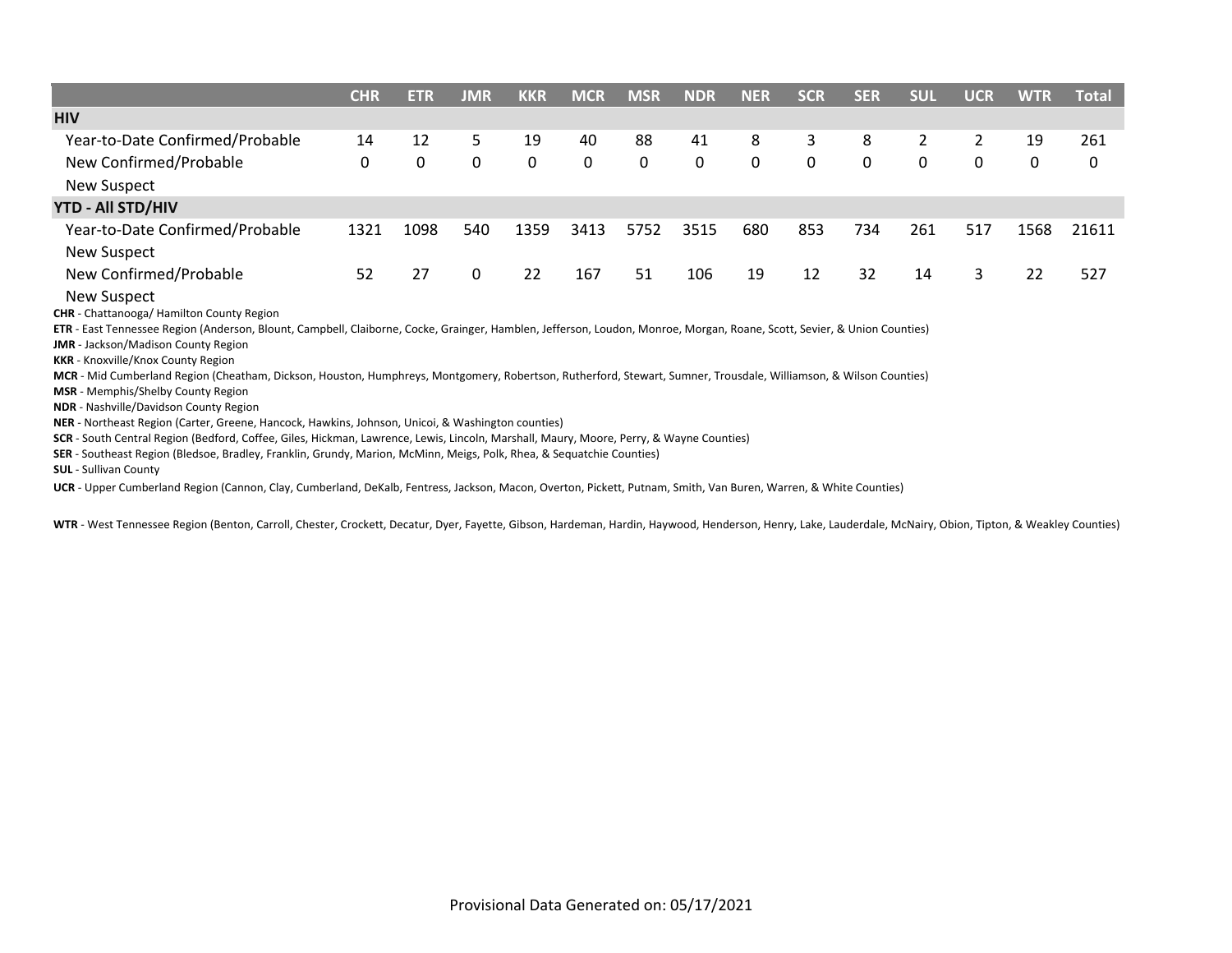| | CHR | ETR | JMR | KKR | MCR | MSR | NDR | NER | SCR | SER | SUL | UCR | WTR | Total |
|---|---|---|---|---|---|---|---|---|---|---|---|---|---|---|
| **HIV** | | | | | | | | | | | | | | |
| Year-to-Date Confirmed/Probable | 14 | 12 | 5 | 19 | 40 | 88 | 41 | 8 | 3 | 8 | 2 | 2 | 19 | 261 |
| New Confirmed/Probable | 0 | 0 | 0 | 0 | 0 | 0 | 0 | 0 | 0 | 0 | 0 | 0 | 0 | 0 |
| New Suspect | | | | | | | | | | | | | | |
| **YTD - All STD/HIV** | | | | | | | | | | | | | | |
| Year-to-Date Confirmed/Probable | 1321 | 1098 | 540 | 1359 | 3413 | 5752 | 3515 | 680 | 853 | 734 | 261 | 517 | 1568 | 21611 |
| New Suspect | | | | | | | | | | | | | | |
| New Confirmed/Probable | 52 | 27 | 0 | 22 | 167 | 51 | 106 | 19 | 12 | 32 | 14 | 3 | 22 | 527 |
| New Suspect | | | | | | | | | | | | | | |

**CHR** - Chattanooga/ Hamilton County Region

**ETR** - East Tennessee Region (Anderson, Blount, Campbell, Claiborne, Cocke, Grainger, Hamblen, Jefferson, Loudon, Monroe, Morgan, Roane, Scott, Sevier, & Union Counties)

**JMR** - Jackson/Madison County Region

**KKR** - Knoxville/Knox County Region

**MCR** - Mid Cumberland Region (Cheatham, Dickson, Houston, Humphreys, Montgomery, Robertson, Rutherford, Stewart, Sumner, Trousdale, Williamson, & Wilson Counties)

**MSR** - Memphis/Shelby County Region

**NDR** - Nashville/Davidson County Region

**NER** - Northeast Region (Carter, Greene, Hancock, Hawkins, Johnson, Unicoi, & Washington counties)

**SCR** - South Central Region (Bedford, Coffee, Giles, Hickman, Lawrence, Lewis, Lincoln, Marshall, Maury, Moore, Perry, & Wayne Counties)

**SER** - Southeast Region (Bledsoe, Bradley, Franklin, Grundy, Marion, McMinn, Meigs, Polk, Rhea, & Sequatchie Counties)

**SUL** - Sullivan County

**UCR** - Upper Cumberland Region (Cannon, Clay, Cumberland, DeKalb, Fentress, Jackson, Macon, Overton, Pickett, Putnam, Smith, Van Buren, Warren, & White Counties)

**WTR** - West Tennessee Region (Benton, Carroll, Chester, Crockett, Decatur, Dyer, Fayette, Gibson, Hardeman, Hardin, Haywood, Henderson, Henry, Lake, Lauderdale, McNairy, Obion, Tipton, & Weakley Counties)

Provisional Data Generated on: 05/17/2021